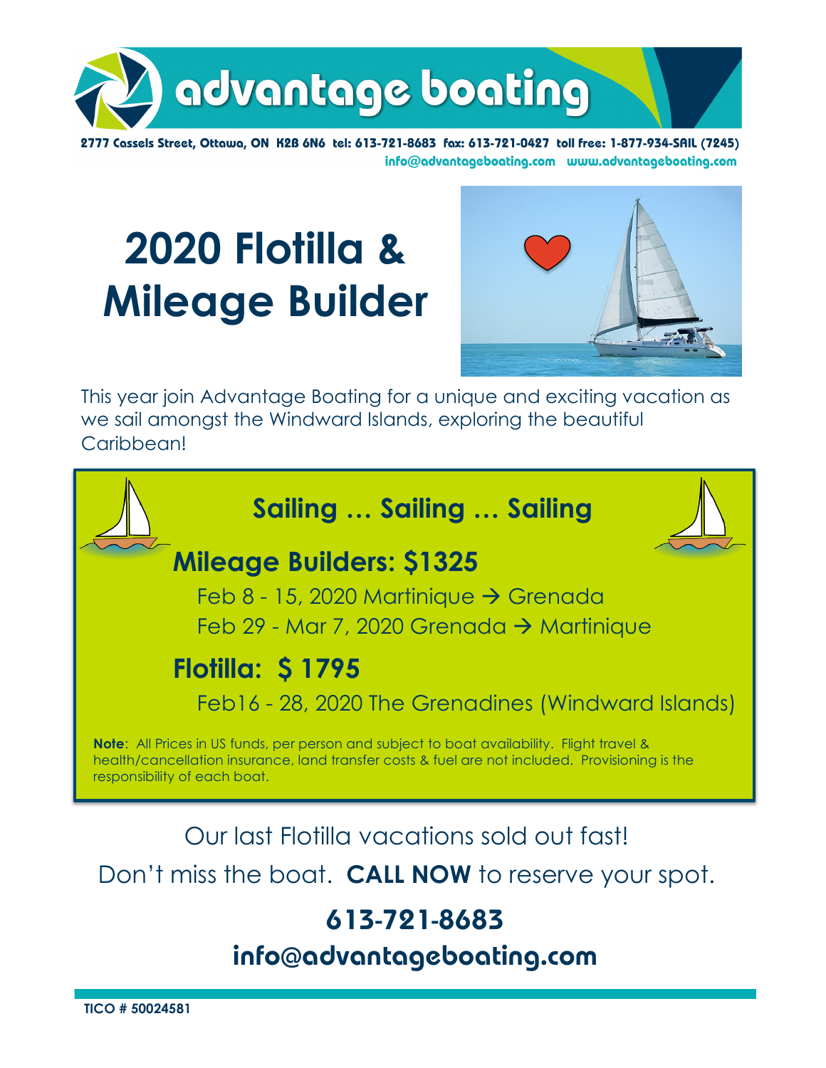# advantage boating

**2777 Cassels Street, Ottawa, ON K2B 6N6 tel: 613-721-8683 fax: 613-721-0427 toll free: 1-877-934-SAIL (7245)**
**info@advantageboating.com www.advantageboating.com**

# 2020 Flotilla & Mileage Builder

This year join Advantage Boating for a unique and exciting vacation as we sail amongst the Windward Islands, exploring the beautiful Caribbean!

## Sailing … Sailing … Sailing

### Mileage Builders: $1325

Feb 8 - 15, 2020 Martinique → Grenada

Feb 29 - Mar 7, 2020 Grenada → Martinique

### Flotilla: $ 1795

Feb16 - 28, 2020 The Grenadines (Windward Islands)

**Note**: All Prices in US funds, per person and subject to boat availability. Flight travel & health/cancellation insurance, land transfer costs & fuel are not included. Provisioning is the responsibility of each boat.

Our last Flotilla vacations sold out fast!

Don't miss the boat. **CALL NOW** to reserve your spot.

**613-721-8683**

**info@advantageboating.com**

**TICO # 50024581**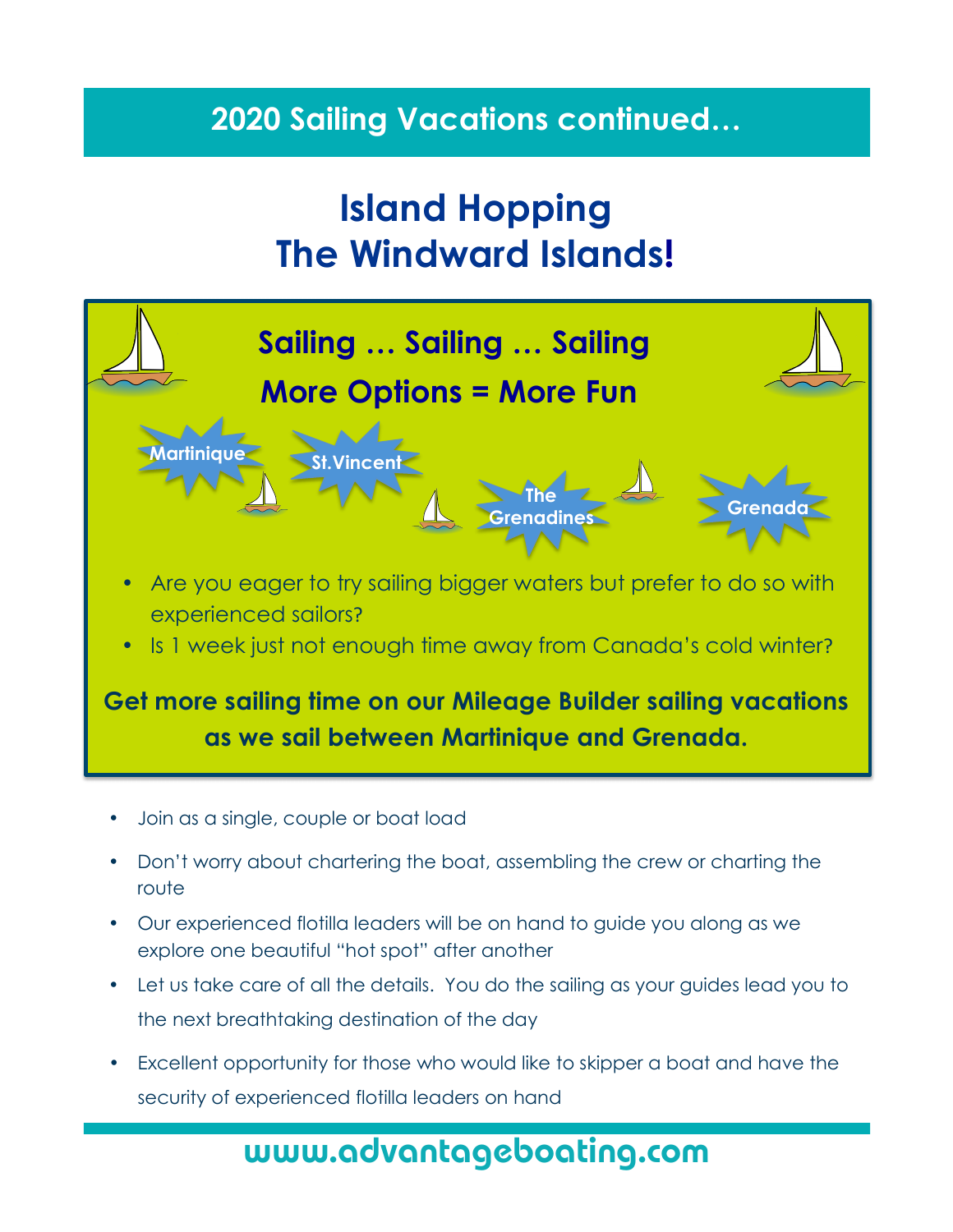## 2020 Sailing Vacations continued…

# Island Hopping
# The Windward Islands!

### Sailing … Sailing … Sailing
### More Options = More Fun

Martinique

St.Vincent

The Grenadines

Grenada

- Are you eager to try sailing bigger waters but prefer to do so with experienced sailors?
- Is 1 week just not enough time away from Canada's cold winter?

**Get more sailing time on our Mileage Builder sailing vacations as we sail between Martinique and Grenada.**

- Join as a single, couple or boat load
- Don't worry about chartering the boat, assembling the crew or charting the route
- Our experienced flotilla leaders will be on hand to guide you along as we explore one beautiful "hot spot" after another
- Let us take care of all the details. You do the sailing as your guides lead you to the next breathtaking destination of the day
- Excellent opportunity for those who would like to skipper a boat and have the security of experienced flotilla leaders on hand

**www.advantageboating.com**